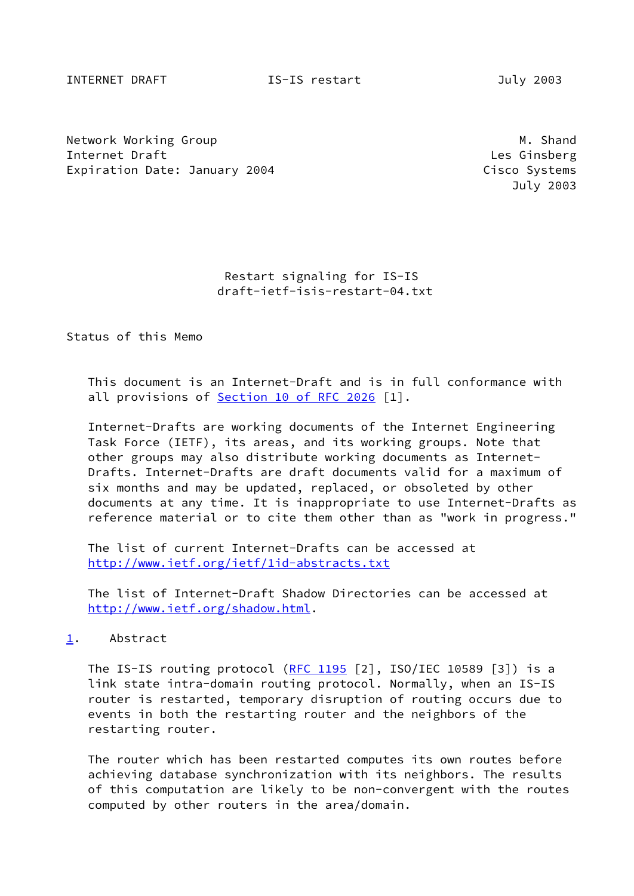Network Working Group M. Shand
Internet Draft Les Ginsberg
Expiration Date: January 2004 Cisco Systems
July 2003

# Restart signaling for IS-IS
draft-ietf-isis-restart-04.txt

## Status of this Memo

This document is an Internet-Draft and is in full conformance with all provisions of Section 10 of RFC 2026 [1].

Internet-Drafts are working documents of the Internet Engineering Task Force (IETF), its areas, and its working groups. Note that other groups may also distribute working documents as Internet-Drafts. Internet-Drafts are draft documents valid for a maximum of six months and may be updated, replaced, or obsoleted by other documents at any time. It is inappropriate to use Internet-Drafts as reference material or to cite them other than as "work in progress."

The list of current Internet-Drafts can be accessed at http://www.ietf.org/ietf/1id-abstracts.txt

The list of Internet-Draft Shadow Directories can be accessed at http://www.ietf.org/shadow.html.

## 1. Abstract

The IS-IS routing protocol (RFC 1195 [2], ISO/IEC 10589 [3]) is a link state intra-domain routing protocol. Normally, when an IS-IS router is restarted, temporary disruption of routing occurs due to events in both the restarting router and the neighbors of the restarting router.

The router which has been restarted computes its own routes before achieving database synchronization with its neighbors. The results of this computation are likely to be non-convergent with the routes computed by other routers in the area/domain.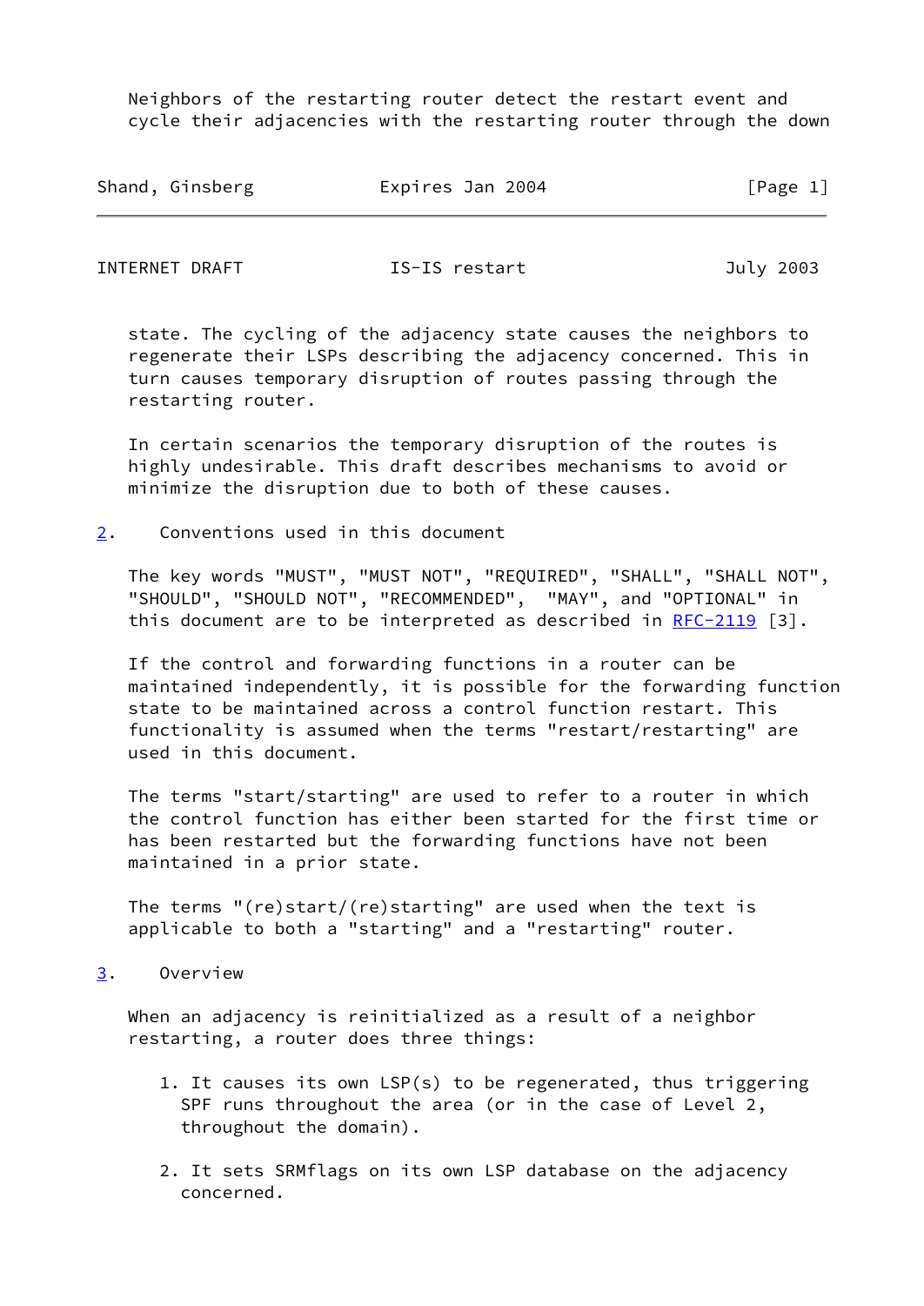Neighbors of the restarting router detect the restart event and cycle their adjacencies with the restarting router through the down state. The cycling of the adjacency state causes the neighbors to regenerate their LSPs describing the adjacency concerned. This in turn causes temporary disruption of routes passing through the restarting router.

In certain scenarios the temporary disruption of the routes is highly undesirable. This draft describes mechanisms to avoid or minimize the disruption due to both of these causes.

## 2. Conventions used in this document

The key words "MUST", "MUST NOT", "REQUIRED", "SHALL", "SHALL NOT", "SHOULD", "SHOULD NOT", "RECOMMENDED", "MAY", and "OPTIONAL" in this document are to be interpreted as described in RFC-2119 [3].

If the control and forwarding functions in a router can be maintained independently, it is possible for the forwarding function state to be maintained across a control function restart. This functionality is assumed when the terms "restart/restarting" are used in this document.

The terms "start/starting" are used to refer to a router in which the control function has either been started for the first time or has been restarted but the forwarding functions have not been maintained in a prior state.

The terms "(re)start/(re)starting" are used when the text is applicable to both a "starting" and a "restarting" router.

## 3. Overview

When an adjacency is reinitialized as a result of a neighbor restarting, a router does three things:

1. It causes its own LSP(s) to be regenerated, thus triggering SPF runs throughout the area (or in the case of Level 2, throughout the domain).

2. It sets SRMflags on its own LSP database on the adjacency concerned.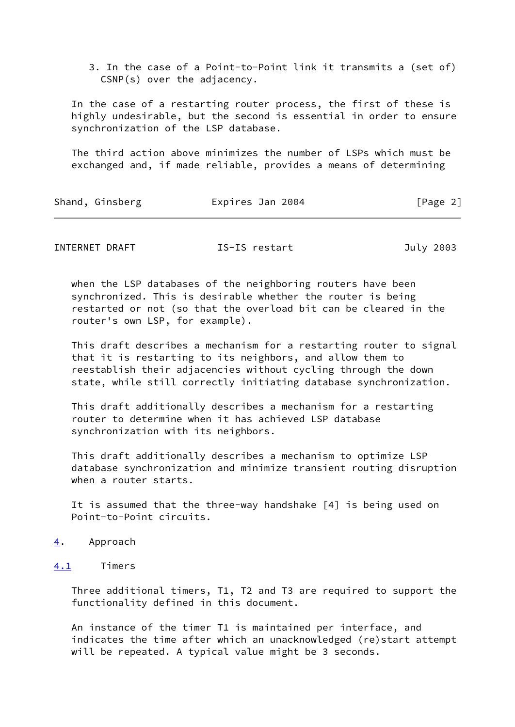3. In the case of a Point-to-Point link it transmits a (set of) CSNP(s) over the adjacency.

In the case of a restarting router process, the first of these is highly undesirable, but the second is essential in order to ensure synchronization of the LSP database.

The third action above minimizes the number of LSPs which must be exchanged and, if made reliable, provides a means of determining when the LSP databases of the neighboring routers have been synchronized. This is desirable whether the router is being restarted or not (so that the overload bit can be cleared in the router's own LSP, for example).

This draft describes a mechanism for a restarting router to signal that it is restarting to its neighbors, and allow them to reestablish their adjacencies without cycling through the down state, while still correctly initiating database synchronization.

This draft additionally describes a mechanism for a restarting router to determine when it has achieved LSP database synchronization with its neighbors.

This draft additionally describes a mechanism to optimize LSP database synchronization and minimize transient routing disruption when a router starts.

It is assumed that the three-way handshake [4] is being used on Point-to-Point circuits.

## 4. Approach

### 4.1 Timers

Three additional timers, T1, T2 and T3 are required to support the functionality defined in this document.

An instance of the timer T1 is maintained per interface, and indicates the time after which an unacknowledged (re)start attempt will be repeated. A typical value might be 3 seconds.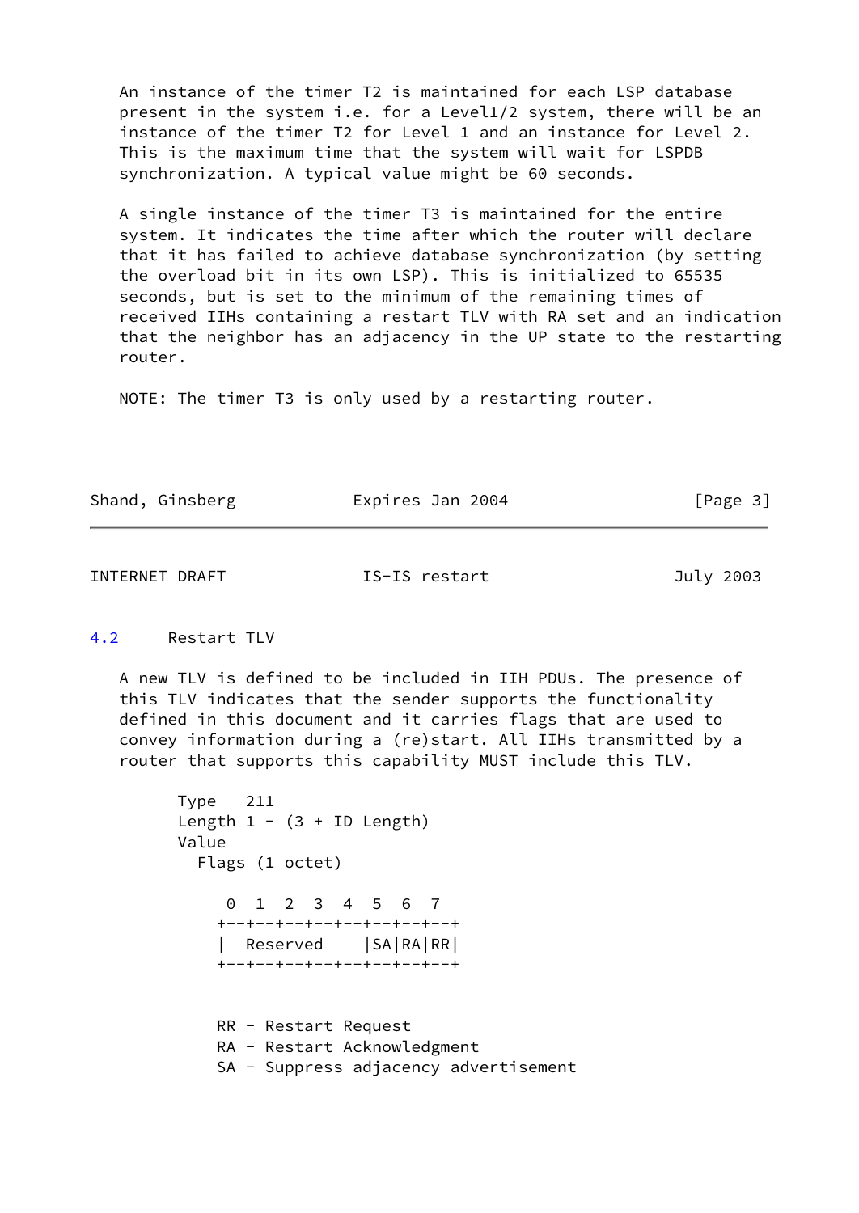An instance of the timer T2 is maintained for each LSP database present in the system i.e. for a Level1/2 system, there will be an instance of the timer T2 for Level 1 and an instance for Level 2. This is the maximum time that the system will wait for LSPDB synchronization. A typical value might be 60 seconds.

A single instance of the timer T3 is maintained for the entire system. It indicates the time after which the router will declare that it has failed to achieve database synchronization (by setting the overload bit in its own LSP). This is initialized to 65535 seconds, but is set to the minimum of the remaining times of received IIHs containing a restart TLV with RA set and an indication that the neighbor has an adjacency in the UP state to the restarting router.

NOTE: The timer T3 is only used by a restarting router.

### 4.2 Restart TLV

A new TLV is defined to be included in IIH PDUs. The presence of this TLV indicates that the sender supports the functionality defined in this document and it carries flags that are used to convey information during a (re)start. All IIHs transmitted by a router that supports this capability MUST include this TLV.

```
     Type   211
     Length 1 - (3 + ID Length)
     Value
       Flags (1 octet)

         0  1  2  3  4  5  6  7
        +--+--+--+--+--+--+--+--+
        |  Reserved    |SA|RA|RR|
        +--+--+--+--+--+--+--+--+


        RR - Restart Request
        RA - Restart Acknowledgment
        SA - Suppress adjacency advertisement
```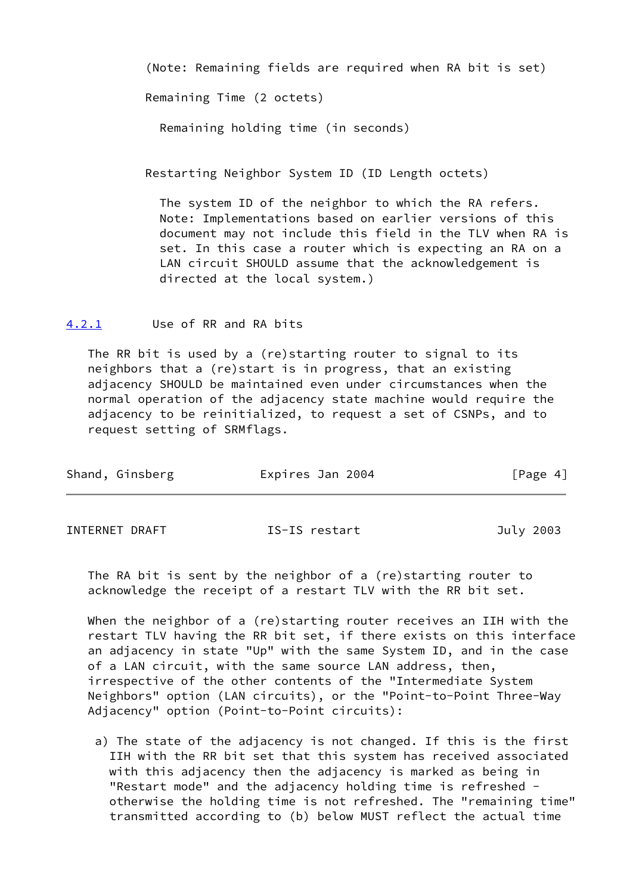(Note: Remaining fields are required when RA bit is set)

Remaining Time (2 octets)

Remaining holding time (in seconds)

Restarting Neighbor System ID (ID Length octets)

The system ID of the neighbor to which the RA refers. Note: Implementations based on earlier versions of this document may not include this field in the TLV when RA is set. In this case a router which is expecting an RA on a LAN circuit SHOULD assume that the acknowledgement is directed at the local system.)

### 4.2.1 Use of RR and RA bits

The RR bit is used by a (re)starting router to signal to its neighbors that a (re)start is in progress, that an existing adjacency SHOULD be maintained even under circumstances when the normal operation of the adjacency state machine would require the adjacency to be reinitialized, to request a set of CSNPs, and to request setting of SRMflags.

The RA bit is sent by the neighbor of a (re)starting router to acknowledge the receipt of a restart TLV with the RR bit set.

When the neighbor of a (re)starting router receives an IIH with the restart TLV having the RR bit set, if there exists on this interface an adjacency in state "Up" with the same System ID, and in the case of a LAN circuit, with the same source LAN address, then, irrespective of the other contents of the "Intermediate System Neighbors" option (LAN circuits), or the "Point-to-Point Three-Way Adjacency" option (Point-to-Point circuits):

a) The state of the adjacency is not changed. If this is the first IIH with the RR bit set that this system has received associated with this adjacency then the adjacency is marked as being in "Restart mode" and the adjacency holding time is refreshed - otherwise the holding time is not refreshed. The "remaining time" transmitted according to (b) below MUST reflect the actual time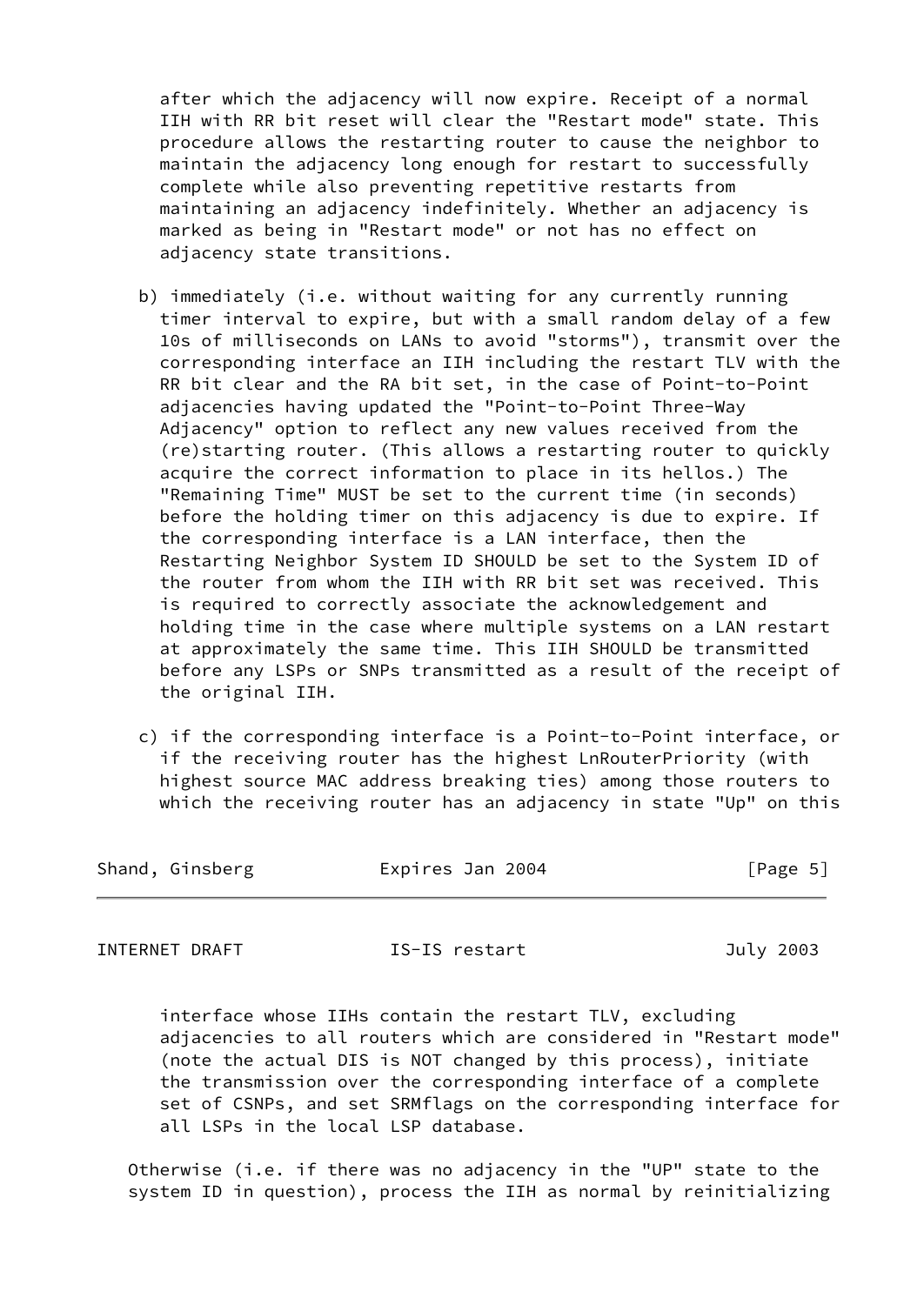after which the adjacency will now expire. Receipt of a normal IIH with RR bit reset will clear the "Restart mode" state. This procedure allows the restarting router to cause the neighbor to maintain the adjacency long enough for restart to successfully complete while also preventing repetitive restarts from maintaining an adjacency indefinitely. Whether an adjacency is marked as being in "Restart mode" or not has no effect on adjacency state transitions.

b) immediately (i.e. without waiting for any currently running timer interval to expire, but with a small random delay of a few 10s of milliseconds on LANs to avoid "storms"), transmit over the corresponding interface an IIH including the restart TLV with the RR bit clear and the RA bit set, in the case of Point-to-Point adjacencies having updated the "Point-to-Point Three-Way Adjacency" option to reflect any new values received from the (re)starting router. (This allows a restarting router to quickly acquire the correct information to place in its hellos.) The "Remaining Time" MUST be set to the current time (in seconds) before the holding timer on this adjacency is due to expire. If the corresponding interface is a LAN interface, then the Restarting Neighbor System ID SHOULD be set to the System ID of the router from whom the IIH with RR bit set was received. This is required to correctly associate the acknowledgement and holding time in the case where multiple systems on a LAN restart at approximately the same time. This IIH SHOULD be transmitted before any LSPs or SNPs transmitted as a result of the receipt of the original IIH.

c) if the corresponding interface is a Point-to-Point interface, or if the receiving router has the highest LnRouterPriority (with highest source MAC address breaking ties) among those routers to which the receiving router has an adjacency in state "Up" on this interface whose IIHs contain the restart TLV, excluding adjacencies to all routers which are considered in "Restart mode" (note the actual DIS is NOT changed by this process), initiate the transmission over the corresponding interface of a complete set of CSNPs, and set SRMflags on the corresponding interface for all LSPs in the local LSP database.

Otherwise (i.e. if there was no adjacency in the "UP" state to the system ID in question), process the IIH as normal by reinitializing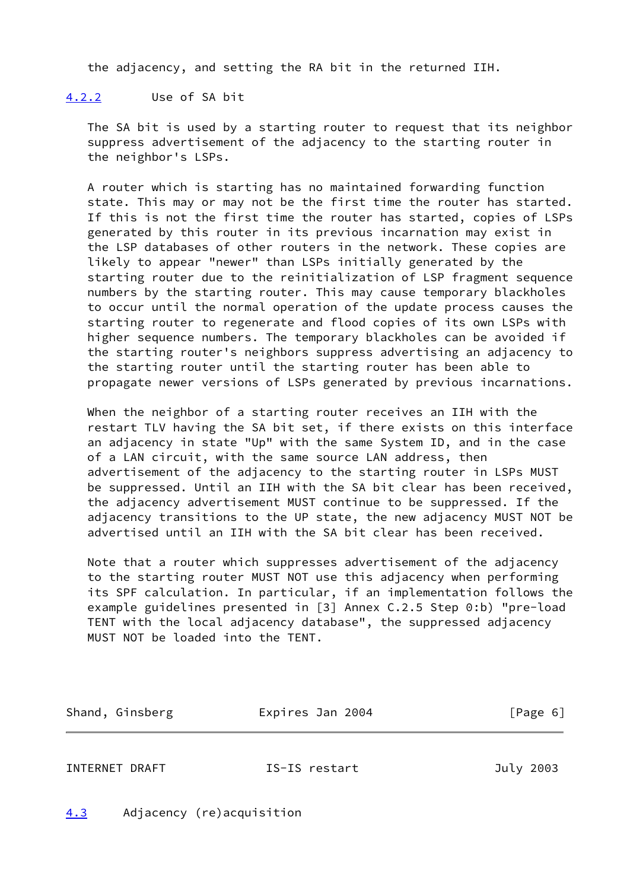the adjacency, and setting the RA bit in the returned IIH.

### 4.2.2 Use of SA bit

The SA bit is used by a starting router to request that its neighbor suppress advertisement of the adjacency to the starting router in the neighbor's LSPs.

A router which is starting has no maintained forwarding function state. This may or may not be the first time the router has started. If this is not the first time the router has started, copies of LSPs generated by this router in its previous incarnation may exist in the LSP databases of other routers in the network. These copies are likely to appear "newer" than LSPs initially generated by the starting router due to the reinitialization of LSP fragment sequence numbers by the starting router. This may cause temporary blackholes to occur until the normal operation of the update process causes the starting router to regenerate and flood copies of its own LSPs with higher sequence numbers. The temporary blackholes can be avoided if the starting router's neighbors suppress advertising an adjacency to the starting router until the starting router has been able to propagate newer versions of LSPs generated by previous incarnations.

When the neighbor of a starting router receives an IIH with the restart TLV having the SA bit set, if there exists on this interface an adjacency in state "Up" with the same System ID, and in the case of a LAN circuit, with the same source LAN address, then advertisement of the adjacency to the starting router in LSPs MUST be suppressed. Until an IIH with the SA bit clear has been received, the adjacency advertisement MUST continue to be suppressed. If the adjacency transitions to the UP state, the new adjacency MUST NOT be advertised until an IIH with the SA bit clear has been received.

Note that a router which suppresses advertisement of the adjacency to the starting router MUST NOT use this adjacency when performing its SPF calculation. In particular, if an implementation follows the example guidelines presented in [3] Annex C.2.5 Step 0:b) "pre-load TENT with the local adjacency database", the suppressed adjacency MUST NOT be loaded into the TENT.

## 4.3 Adjacency (re)acquisition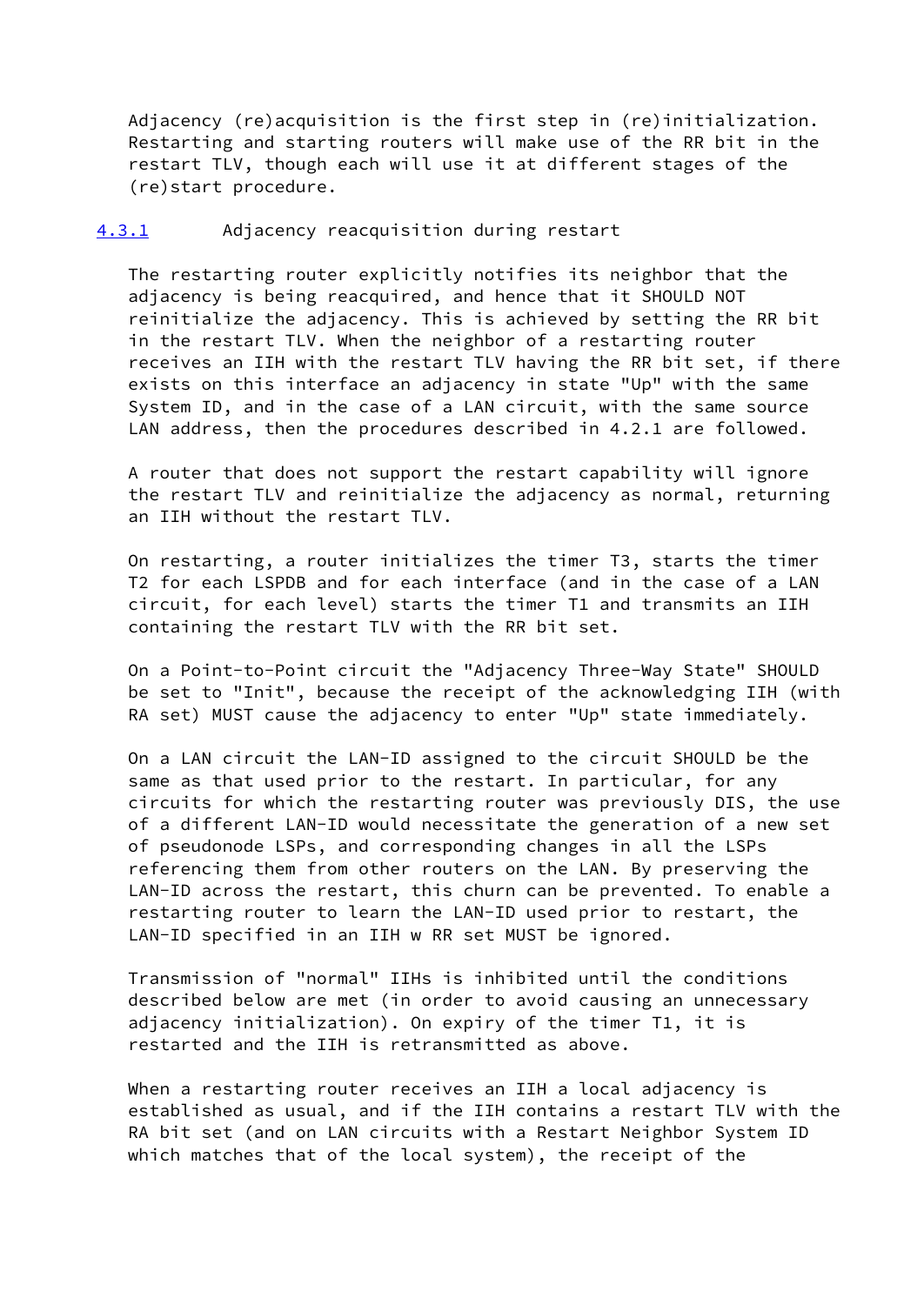Adjacency (re)acquisition is the first step in (re)initialization. Restarting and starting routers will make use of the RR bit in the restart TLV, though each will use it at different stages of the (re)start procedure.

### 4.3.1 Adjacency reacquisition during restart

The restarting router explicitly notifies its neighbor that the adjacency is being reacquired, and hence that it SHOULD NOT reinitialize the adjacency. This is achieved by setting the RR bit in the restart TLV. When the neighbor of a restarting router receives an IIH with the restart TLV having the RR bit set, if there exists on this interface an adjacency in state "Up" with the same System ID, and in the case of a LAN circuit, with the same source LAN address, then the procedures described in 4.2.1 are followed.

A router that does not support the restart capability will ignore the restart TLV and reinitialize the adjacency as normal, returning an IIH without the restart TLV.

On restarting, a router initializes the timer T3, starts the timer T2 for each LSPDB and for each interface (and in the case of a LAN circuit, for each level) starts the timer T1 and transmits an IIH containing the restart TLV with the RR bit set.

On a Point-to-Point circuit the "Adjacency Three-Way State" SHOULD be set to "Init", because the receipt of the acknowledging IIH (with RA set) MUST cause the adjacency to enter "Up" state immediately.

On a LAN circuit the LAN-ID assigned to the circuit SHOULD be the same as that used prior to the restart. In particular, for any circuits for which the restarting router was previously DIS, the use of a different LAN-ID would necessitate the generation of a new set of pseudonode LSPs, and corresponding changes in all the LSPs referencing them from other routers on the LAN. By preserving the LAN-ID across the restart, this churn can be prevented. To enable a restarting router to learn the LAN-ID used prior to restart, the LAN-ID specified in an IIH w RR set MUST be ignored.

Transmission of "normal" IIHs is inhibited until the conditions described below are met (in order to avoid causing an unnecessary adjacency initialization). On expiry of the timer T1, it is restarted and the IIH is retransmitted as above.

When a restarting router receives an IIH a local adjacency is established as usual, and if the IIH contains a restart TLV with the RA bit set (and on LAN circuits with a Restart Neighbor System ID which matches that of the local system), the receipt of the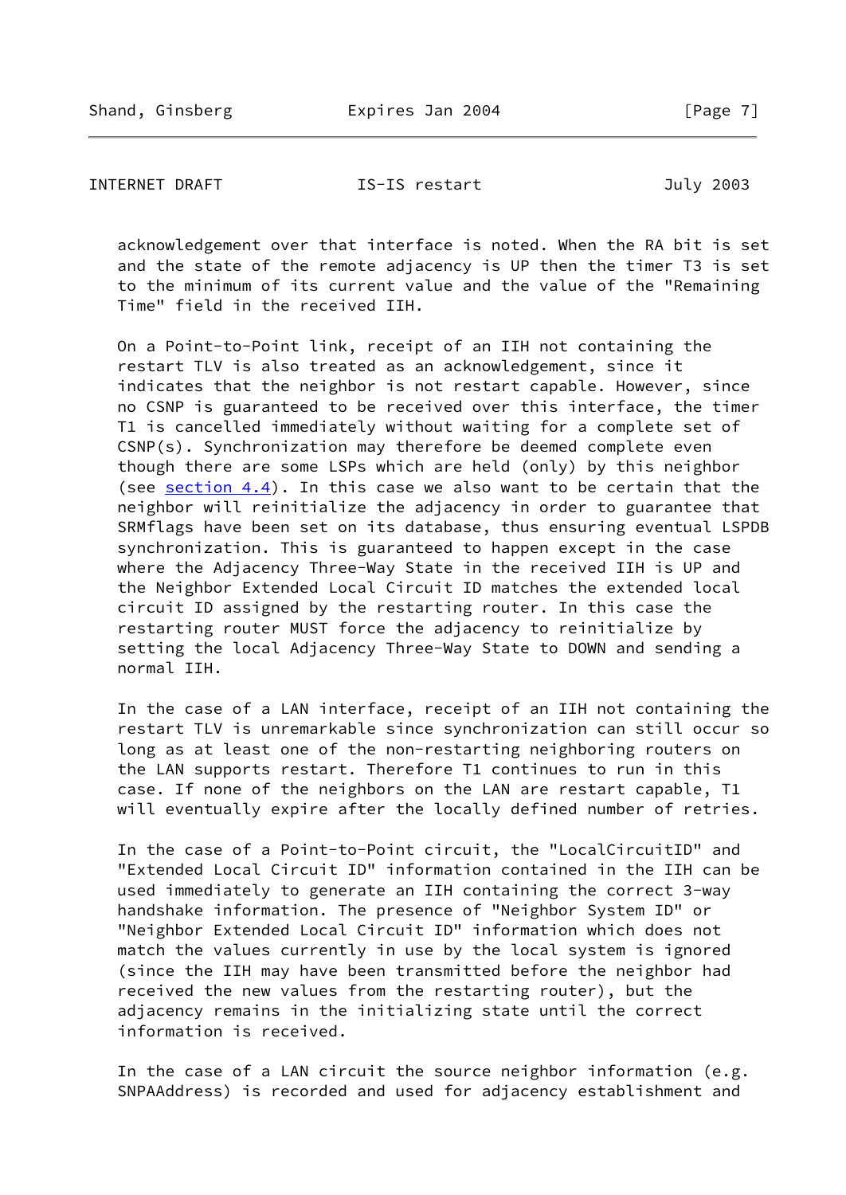acknowledgement over that interface is noted. When the RA bit is set and the state of the remote adjacency is UP then the timer T3 is set to the minimum of its current value and the value of the "Remaining Time" field in the received IIH.

On a Point-to-Point link, receipt of an IIH not containing the restart TLV is also treated as an acknowledgement, since it indicates that the neighbor is not restart capable. However, since no CSNP is guaranteed to be received over this interface, the timer T1 is cancelled immediately without waiting for a complete set of CSNP(s). Synchronization may therefore be deemed complete even though there are some LSPs which are held (only) by this neighbor (see section 4.4). In this case we also want to be certain that the neighbor will reinitialize the adjacency in order to guarantee that SRMflags have been set on its database, thus ensuring eventual LSPDB synchronization. This is guaranteed to happen except in the case where the Adjacency Three-Way State in the received IIH is UP and the Neighbor Extended Local Circuit ID matches the extended local circuit ID assigned by the restarting router. In this case the restarting router MUST force the adjacency to reinitialize by setting the local Adjacency Three-Way State to DOWN and sending a normal IIH.

In the case of a LAN interface, receipt of an IIH not containing the restart TLV is unremarkable since synchronization can still occur so long as at least one of the non-restarting neighboring routers on the LAN supports restart. Therefore T1 continues to run in this case. If none of the neighbors on the LAN are restart capable, T1 will eventually expire after the locally defined number of retries.

In the case of a Point-to-Point circuit, the "LocalCircuitID" and "Extended Local Circuit ID" information contained in the IIH can be used immediately to generate an IIH containing the correct 3-way handshake information. The presence of "Neighbor System ID" or "Neighbor Extended Local Circuit ID" information which does not match the values currently in use by the local system is ignored (since the IIH may have been transmitted before the neighbor had received the new values from the restarting router), but the adjacency remains in the initializing state until the correct information is received.

In the case of a LAN circuit the source neighbor information (e.g. SNPAAddress) is recorded and used for adjacency establishment and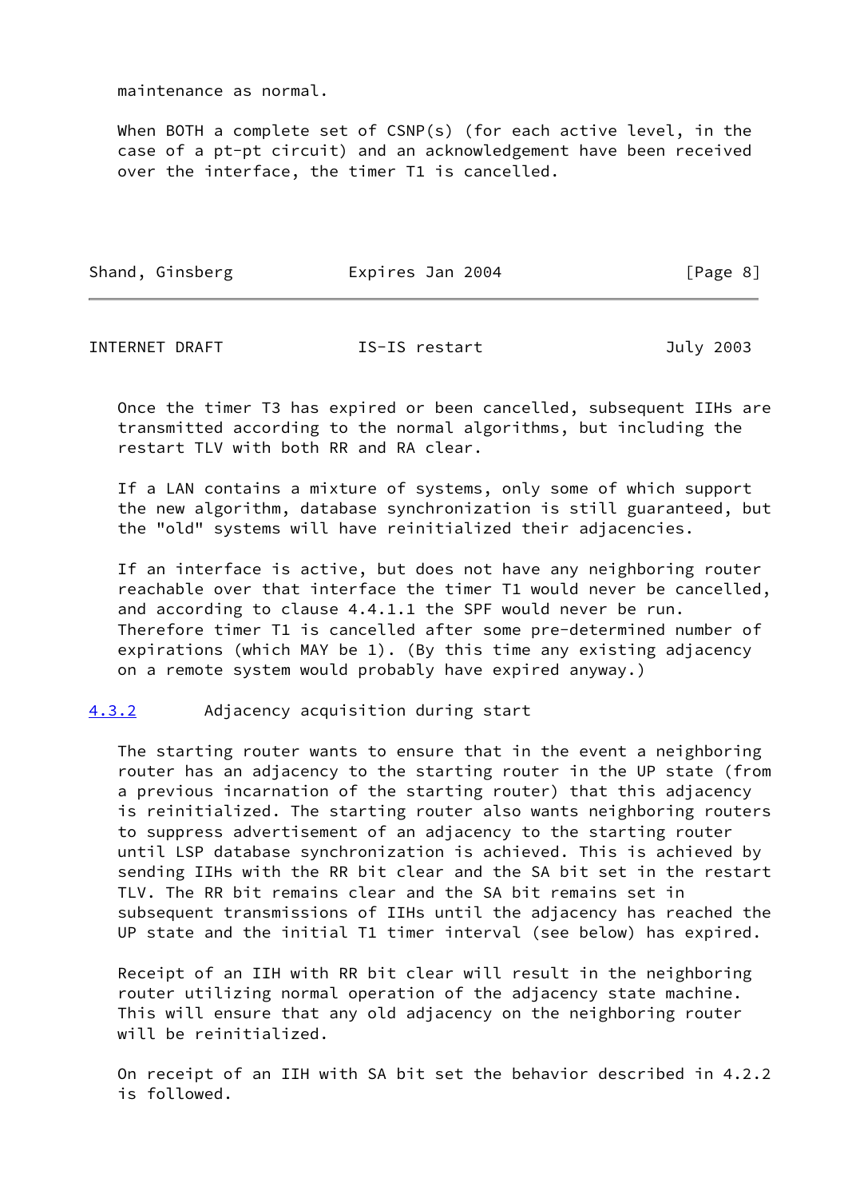maintenance as normal.

When BOTH a complete set of CSNP(s) (for each active level, in the case of a pt-pt circuit) and an acknowledgement have been received over the interface, the timer T1 is cancelled.

Once the timer T3 has expired or been cancelled, subsequent IIHs are transmitted according to the normal algorithms, but including the restart TLV with both RR and RA clear.

If a LAN contains a mixture of systems, only some of which support the new algorithm, database synchronization is still guaranteed, but the "old" systems will have reinitialized their adjacencies.

If an interface is active, but does not have any neighboring router reachable over that interface the timer T1 would never be cancelled, and according to clause 4.4.1.1 the SPF would never be run. Therefore timer T1 is cancelled after some pre-determined number of expirations (which MAY be 1). (By this time any existing adjacency on a remote system would probably have expired anyway.)

### 4.3.2 Adjacency acquisition during start

The starting router wants to ensure that in the event a neighboring router has an adjacency to the starting router in the UP state (from a previous incarnation of the starting router) that this adjacency is reinitialized. The starting router also wants neighboring routers to suppress advertisement of an adjacency to the starting router until LSP database synchronization is achieved. This is achieved by sending IIHs with the RR bit clear and the SA bit set in the restart TLV. The RR bit remains clear and the SA bit remains set in subsequent transmissions of IIHs until the adjacency has reached the UP state and the initial T1 timer interval (see below) has expired.

Receipt of an IIH with RR bit clear will result in the neighboring router utilizing normal operation of the adjacency state machine. This will ensure that any old adjacency on the neighboring router will be reinitialized.

On receipt of an IIH with SA bit set the behavior described in 4.2.2 is followed.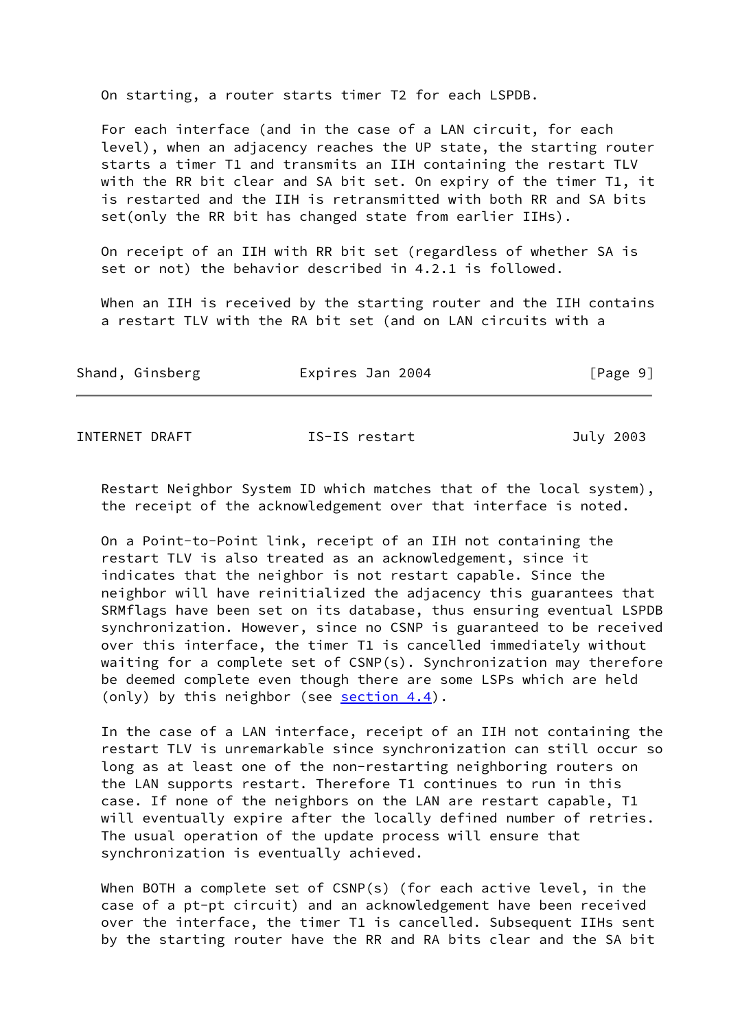On starting, a router starts timer T2 for each LSPDB.

For each interface (and in the case of a LAN circuit, for each level), when an adjacency reaches the UP state, the starting router starts a timer T1 and transmits an IIH containing the restart TLV with the RR bit clear and SA bit set. On expiry of the timer T1, it is restarted and the IIH is retransmitted with both RR and SA bits set(only the RR bit has changed state from earlier IIHs).

On receipt of an IIH with RR bit set (regardless of whether SA is set or not) the behavior described in 4.2.1 is followed.

When an IIH is received by the starting router and the IIH contains a restart TLV with the RA bit set (and on LAN circuits with a Restart Neighbor System ID which matches that of the local system), the receipt of the acknowledgement over that interface is noted.

On a Point-to-Point link, receipt of an IIH not containing the restart TLV is also treated as an acknowledgement, since it indicates that the neighbor is not restart capable. Since the neighbor will have reinitialized the adjacency this guarantees that SRMflags have been set on its database, thus ensuring eventual LSPDB synchronization. However, since no CSNP is guaranteed to be received over this interface, the timer T1 is cancelled immediately without waiting for a complete set of CSNP(s). Synchronization may therefore be deemed complete even though there are some LSPs which are held (only) by this neighbor (see section 4.4).

In the case of a LAN interface, receipt of an IIH not containing the restart TLV is unremarkable since synchronization can still occur so long as at least one of the non-restarting neighboring routers on the LAN supports restart. Therefore T1 continues to run in this case. If none of the neighbors on the LAN are restart capable, T1 will eventually expire after the locally defined number of retries. The usual operation of the update process will ensure that synchronization is eventually achieved.

When BOTH a complete set of CSNP(s) (for each active level, in the case of a pt-pt circuit) and an acknowledgement have been received over the interface, the timer T1 is cancelled. Subsequent IIHs sent by the starting router have the RR and RA bits clear and the SA bit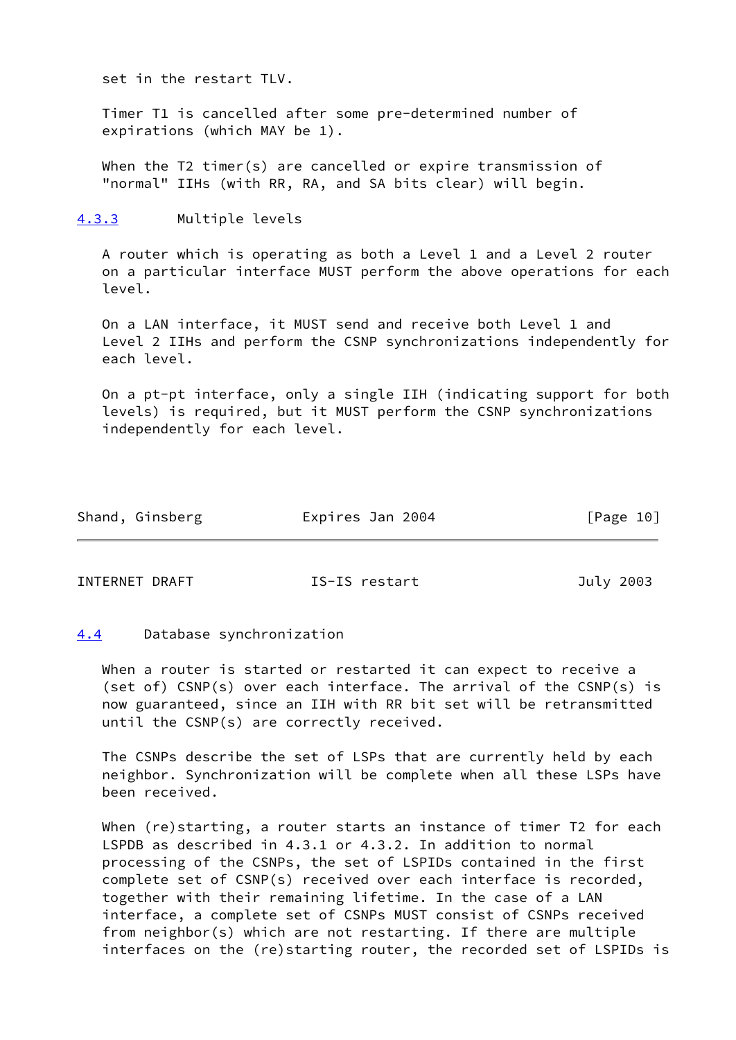set in the restart TLV.

Timer T1 is cancelled after some pre-determined number of expirations (which MAY be 1).

When the T2 timer(s) are cancelled or expire transmission of "normal" IIHs (with RR, RA, and SA bits clear) will begin.

### 4.3.3 Multiple levels

A router which is operating as both a Level 1 and a Level 2 router on a particular interface MUST perform the above operations for each level.

On a LAN interface, it MUST send and receive both Level 1 and Level 2 IIHs and perform the CSNP synchronizations independently for each level.

On a pt-pt interface, only a single IIH (indicating support for both levels) is required, but it MUST perform the CSNP synchronizations independently for each level.

## 4.4 Database synchronization

When a router is started or restarted it can expect to receive a (set of) CSNP(s) over each interface. The arrival of the CSNP(s) is now guaranteed, since an IIH with RR bit set will be retransmitted until the CSNP(s) are correctly received.

The CSNPs describe the set of LSPs that are currently held by each neighbor. Synchronization will be complete when all these LSPs have been received.

When (re)starting, a router starts an instance of timer T2 for each LSPDB as described in 4.3.1 or 4.3.2. In addition to normal processing of the CSNPs, the set of LSPIDs contained in the first complete set of CSNP(s) received over each interface is recorded, together with their remaining lifetime. In the case of a LAN interface, a complete set of CSNPs MUST consist of CSNPs received from neighbor(s) which are not restarting. If there are multiple interfaces on the (re)starting router, the recorded set of LSPIDs is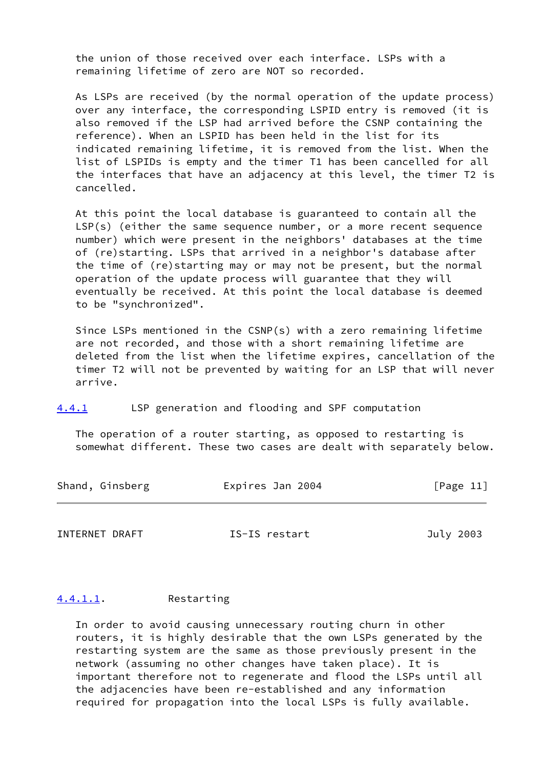the union of those received over each interface. LSPs with a remaining lifetime of zero are NOT so recorded.

As LSPs are received (by the normal operation of the update process) over any interface, the corresponding LSPID entry is removed (it is also removed if the LSP had arrived before the CSNP containing the reference). When an LSPID has been held in the list for its indicated remaining lifetime, it is removed from the list. When the list of LSPIDs is empty and the timer T1 has been cancelled for all the interfaces that have an adjacency at this level, the timer T2 is cancelled.

At this point the local database is guaranteed to contain all the LSP(s) (either the same sequence number, or a more recent sequence number) which were present in the neighbors' databases at the time of (re)starting. LSPs that arrived in a neighbor's database after the time of (re)starting may or may not be present, but the normal operation of the update process will guarantee that they will eventually be received. At this point the local database is deemed to be "synchronized".

Since LSPs mentioned in the CSNP(s) with a zero remaining lifetime are not recorded, and those with a short remaining lifetime are deleted from the list when the lifetime expires, cancellation of the timer T2 will not be prevented by waiting for an LSP that will never arrive.

### 4.4.1 LSP generation and flooding and SPF computation

The operation of a router starting, as opposed to restarting is somewhat different. These two cases are dealt with separately below.

#### 4.4.1.1. Restarting

In order to avoid causing unnecessary routing churn in other routers, it is highly desirable that the own LSPs generated by the restarting system are the same as those previously present in the network (assuming no other changes have taken place). It is important therefore not to regenerate and flood the LSPs until all the adjacencies have been re-established and any information required for propagation into the local LSPs is fully available.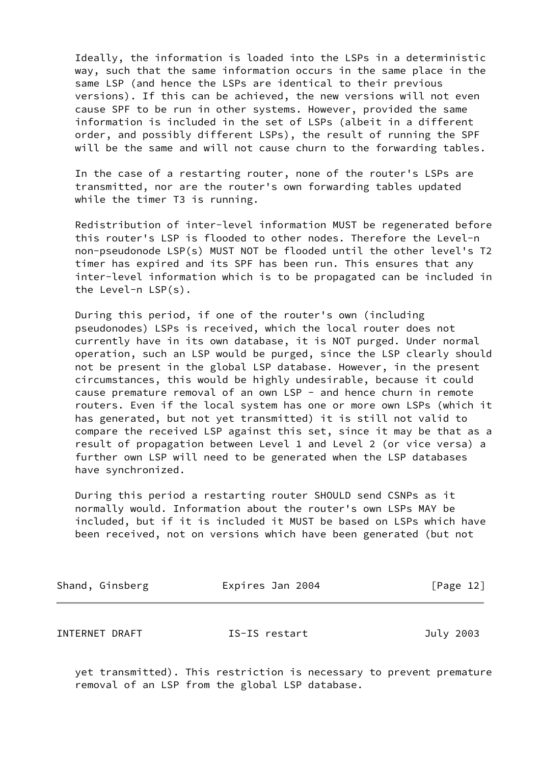Ideally, the information is loaded into the LSPs in a deterministic way, such that the same information occurs in the same place in the same LSP (and hence the LSPs are identical to their previous versions). If this can be achieved, the new versions will not even cause SPF to be run in other systems. However, provided the same information is included in the set of LSPs (albeit in a different order, and possibly different LSPs), the result of running the SPF will be the same and will not cause churn to the forwarding tables.

In the case of a restarting router, none of the router's LSPs are transmitted, nor are the router's own forwarding tables updated while the timer T3 is running.

Redistribution of inter-level information MUST be regenerated before this router's LSP is flooded to other nodes. Therefore the Level-n non-pseudonode LSP(s) MUST NOT be flooded until the other level's T2 timer has expired and its SPF has been run. This ensures that any inter-level information which is to be propagated can be included in the Level-n LSP(s).

During this period, if one of the router's own (including pseudonodes) LSPs is received, which the local router does not currently have in its own database, it is NOT purged. Under normal operation, such an LSP would be purged, since the LSP clearly should not be present in the global LSP database. However, in the present circumstances, this would be highly undesirable, because it could cause premature removal of an own LSP - and hence churn in remote routers. Even if the local system has one or more own LSPs (which it has generated, but not yet transmitted) it is still not valid to compare the received LSP against this set, since it may be that as a result of propagation between Level 1 and Level 2 (or vice versa) a further own LSP will need to be generated when the LSP databases have synchronized.

During this period a restarting router SHOULD send CSNPs as it normally would. Information about the router's own LSPs MAY be included, but if it is included it MUST be based on LSPs which have been received, not on versions which have been generated (but not yet transmitted). This restriction is necessary to prevent premature removal of an LSP from the global LSP database.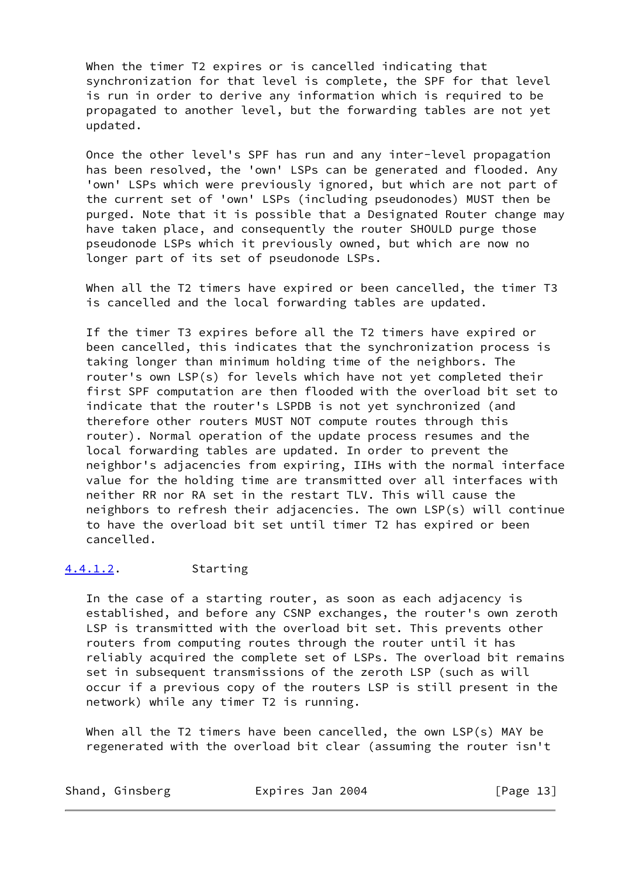When the timer T2 expires or is cancelled indicating that synchronization for that level is complete, the SPF for that level is run in order to derive any information which is required to be propagated to another level, but the forwarding tables are not yet updated.

Once the other level's SPF has run and any inter-level propagation has been resolved, the 'own' LSPs can be generated and flooded. Any 'own' LSPs which were previously ignored, but which are not part of the current set of 'own' LSPs (including pseudonodes) MUST then be purged. Note that it is possible that a Designated Router change may have taken place, and consequently the router SHOULD purge those pseudonode LSPs which it previously owned, but which are now no longer part of its set of pseudonode LSPs.

When all the T2 timers have expired or been cancelled, the timer T3 is cancelled and the local forwarding tables are updated.

If the timer T3 expires before all the T2 timers have expired or been cancelled, this indicates that the synchronization process is taking longer than minimum holding time of the neighbors. The router's own LSP(s) for levels which have not yet completed their first SPF computation are then flooded with the overload bit set to indicate that the router's LSPDB is not yet synchronized (and therefore other routers MUST NOT compute routes through this router). Normal operation of the update process resumes and the local forwarding tables are updated. In order to prevent the neighbor's adjacencies from expiring, IIHs with the normal interface value for the holding time are transmitted over all interfaces with neither RR nor RA set in the restart TLV. This will cause the neighbors to refresh their adjacencies. The own LSP(s) will continue to have the overload bit set until timer T2 has expired or been cancelled.

#### 4.4.1.2. Starting

In the case of a starting router, as soon as each adjacency is established, and before any CSNP exchanges, the router's own zeroth LSP is transmitted with the overload bit set. This prevents other routers from computing routes through the router until it has reliably acquired the complete set of LSPs. The overload bit remains set in subsequent transmissions of the zeroth LSP (such as will occur if a previous copy of the routers LSP is still present in the network) while any timer T2 is running.

When all the T2 timers have been cancelled, the own LSP(s) MAY be regenerated with the overload bit clear (assuming the router isn't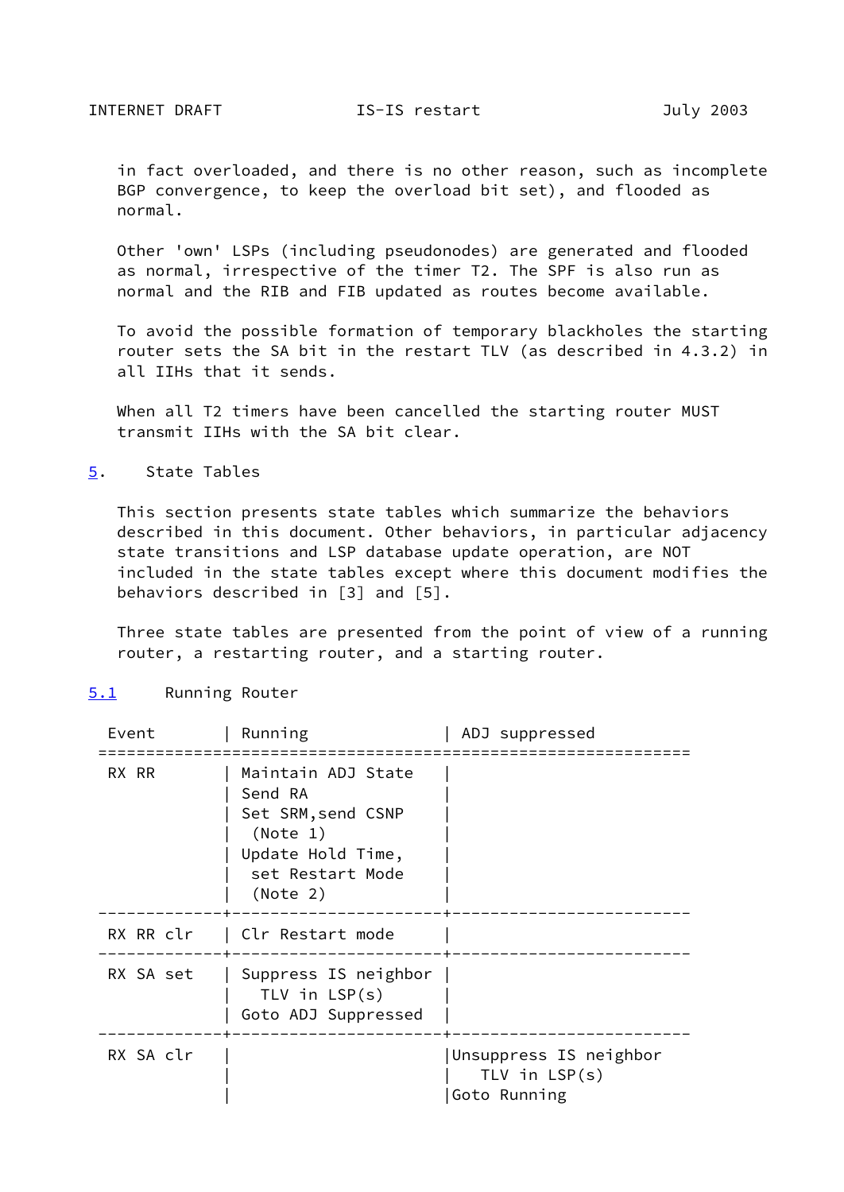in fact overloaded, and there is no other reason, such as incomplete BGP convergence, to keep the overload bit set), and flooded as normal.

Other 'own' LSPs (including pseudonodes) are generated and flooded as normal, irrespective of the timer T2. The SPF is also run as normal and the RIB and FIB updated as routes become available.

To avoid the possible formation of temporary blackholes the starting router sets the SA bit in the restart TLV (as described in 4.3.2) in all IIHs that it sends.

When all T2 timers have been cancelled the starting router MUST transmit IIHs with the SA bit clear.

## 5. State Tables

This section presents state tables which summarize the behaviors described in this document. Other behaviors, in particular adjacency state transitions and LSP database update operation, are NOT included in the state tables except where this document modifies the behaviors described in [3] and [5].

Three state tables are presented from the point of view of a running router, a restarting router, and a starting router.

### 5.1 Running Router

| Event | Running | ADJ suppressed |
|---|---|---|
| RX RR | Maintain ADJ State<br>Send RA<br>Set SRM,send CSNP<br>(Note 1)<br>Update Hold Time,<br>set Restart Mode<br>(Note 2) | |
| RX RR clr | Clr Restart mode | |
| RX SA set | Suppress IS neighbor<br>TLV in LSP(s)<br>Goto ADJ Suppressed | |
| RX SA clr | | Unsuppress IS neighbor<br>TLV in LSP(s)<br>Goto Running |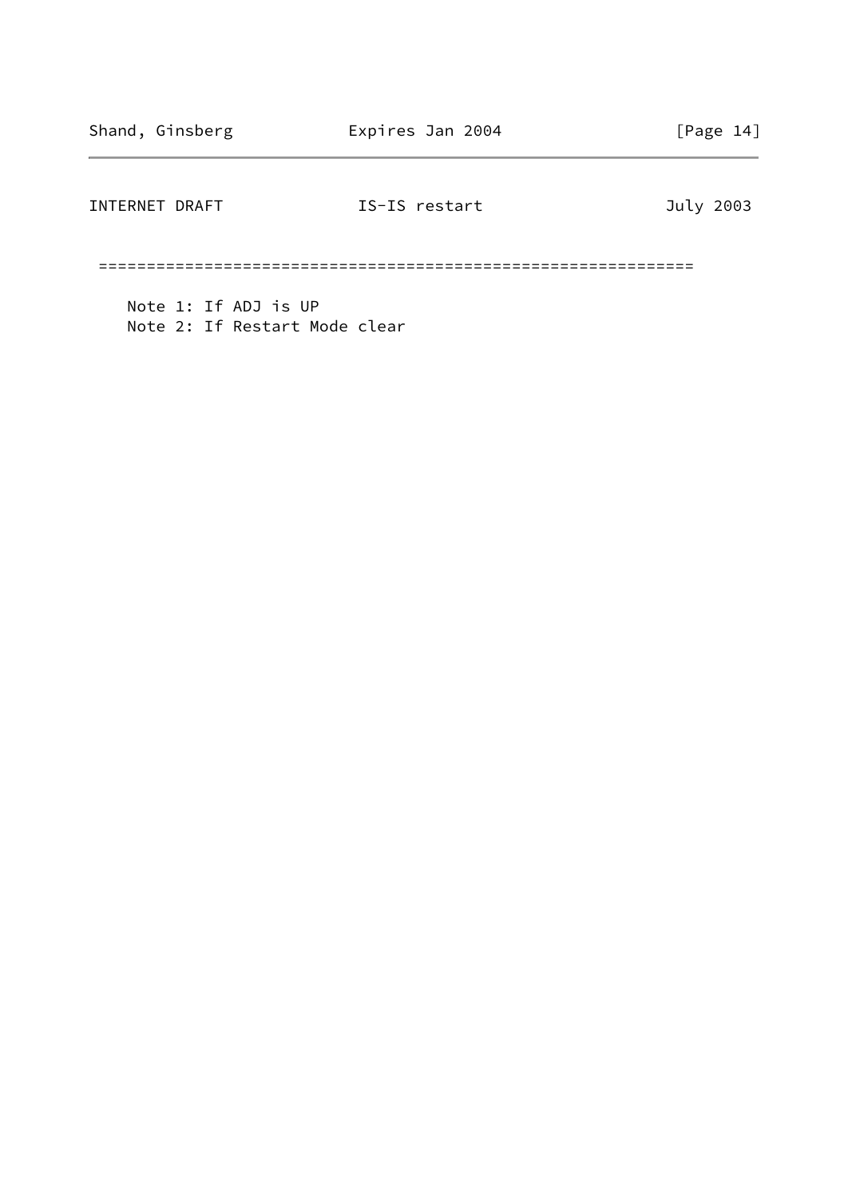```
 ==============================================================

    Note 1: If ADJ is UP
    Note 2: If Restart Mode clear
```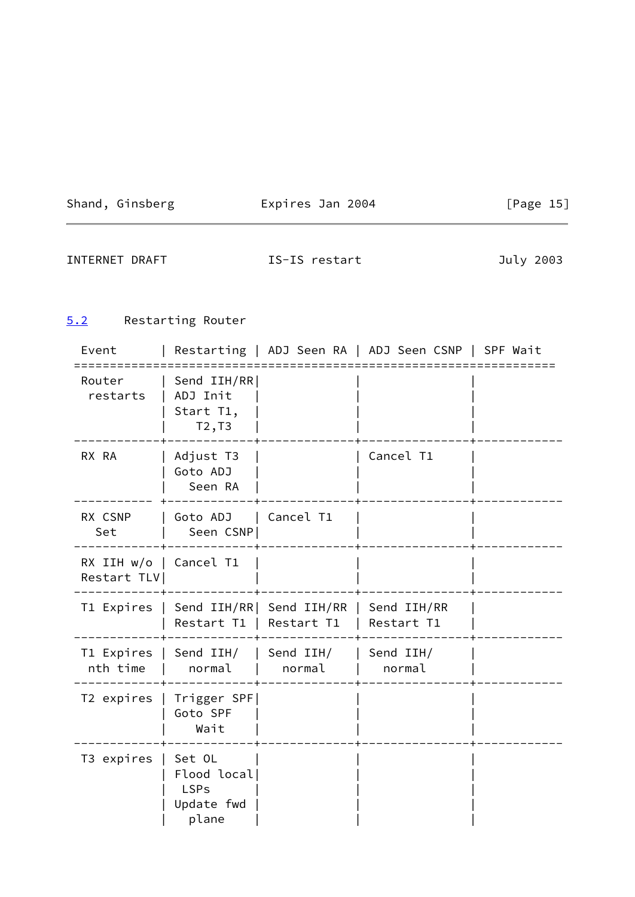### 5.2 Restarting Router

| Event | Restarting | ADJ Seen RA | ADJ Seen CSNP | SPF Wait |
| --- | --- | --- | --- | --- |
| Router restarts | Send IIH/RR ADJ Init Start T1, T2,T3 | | | |
| RX RA | Adjust T3 Goto ADJ Seen RA | | Cancel T1 | |
| RX CSNP Set | Goto ADJ Seen CSNP | Cancel T1 | | |
| RX IIH w/o Restart TLV | Cancel T1 | | | |
| T1 Expires | Send IIH/RR Restart T1 | Send IIH/RR Restart T1 | Send IIH/RR Restart T1 | |
| T1 Expires nth time | Send IIH/ normal | Send IIH/ normal | Send IIH/ normal | |
| T2 expires | Trigger SPF Goto SPF Wait | | | |
| T3 expires | Set OL Flood local LSPs Update fwd plane | | | |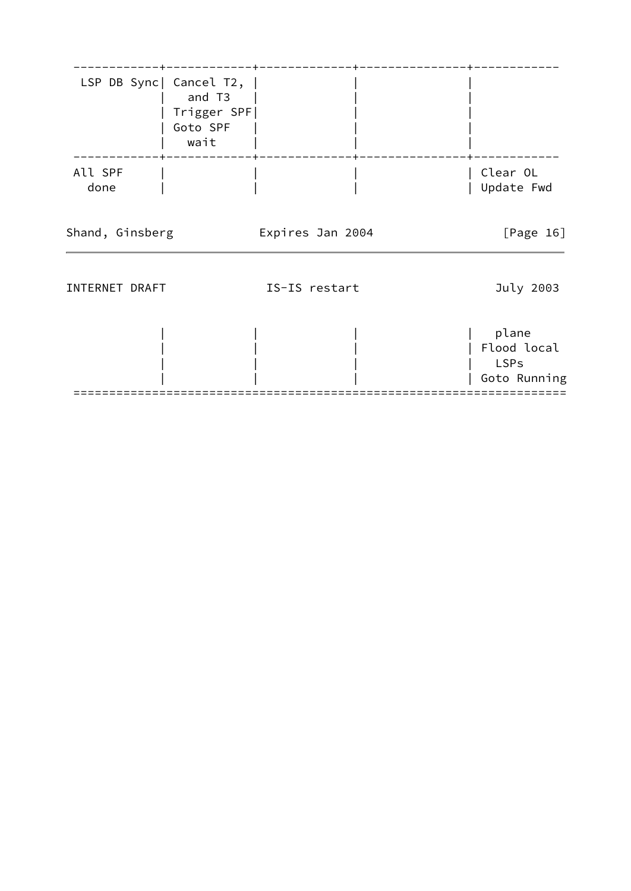```
 ------------+------------+-------------+---------------+------------
  LSP DB Sync| Cancel T2, |             |               |
             |   and T3   |             |               |
             | Trigger SPF|             |               |
             | Goto SPF   |             |               |
             |   wait     |             |               |
 ------------+------------+-------------+---------------+------------
 All SPF     |            |             |               | Clear OL
   done      |            |             |               | Update Fwd
             |            |             |               |   plane
             |            |             |               | Flood local
             |            |             |               |   LSPs
             |            |             |               | Goto Running
 ====================================================================
```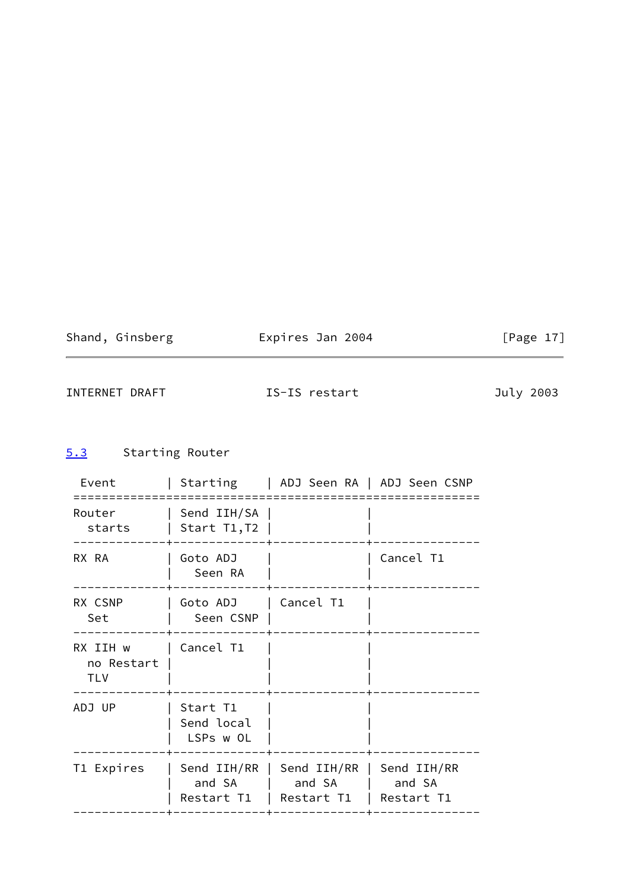### 5.3 Starting Router

| Event | Starting | ADJ Seen RA | ADJ Seen CSNP |
|---|---|---|---|
| Router starts | Send IIH/SA Start T1,T2 | | |
| RX RA | Goto ADJ Seen RA | | Cancel T1 |
| RX CSNP Set | Goto ADJ Seen CSNP | Cancel T1 | |
| RX IIH w no Restart TLV | Cancel T1 | | |
| ADJ UP | Start T1 Send local LSPs w OL | | |
| T1 Expires | Send IIH/RR and SA Restart T1 | Send IIH/RR and SA Restart T1 | Send IIH/RR and SA Restart T1 |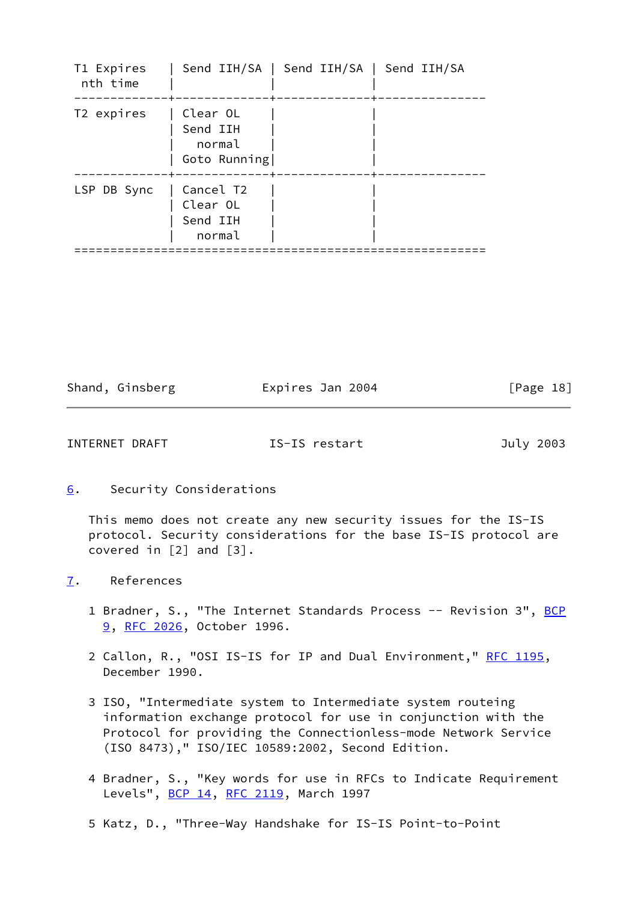| | | | |
|---|---|---|---|
| T1 Expires nth time | Send IIH/SA | Send IIH/SA | Send IIH/SA |
| T2 expires | Clear OL<br>Send IIH normal<br>Goto Running | | |
| LSP DB Sync | Cancel T2<br>Clear OL<br>Send IIH normal | | |

## 6. Security Considerations

This memo does not create any new security issues for the IS-IS protocol. Security considerations for the base IS-IS protocol are covered in [2] and [3].

## 7. References

1 Bradner, S., "The Internet Standards Process -- Revision 3", BCP 9, RFC 2026, October 1996.

2 Callon, R., "OSI IS-IS for IP and Dual Environment," RFC 1195, December 1990.

3 ISO, "Intermediate system to Intermediate system routeing information exchange protocol for use in conjunction with the Protocol for providing the Connectionless-mode Network Service (ISO 8473)," ISO/IEC 10589:2002, Second Edition.

4 Bradner, S., "Key words for use in RFCs to Indicate Requirement Levels", BCP 14, RFC 2119, March 1997

5 Katz, D., "Three-Way Handshake for IS-IS Point-to-Point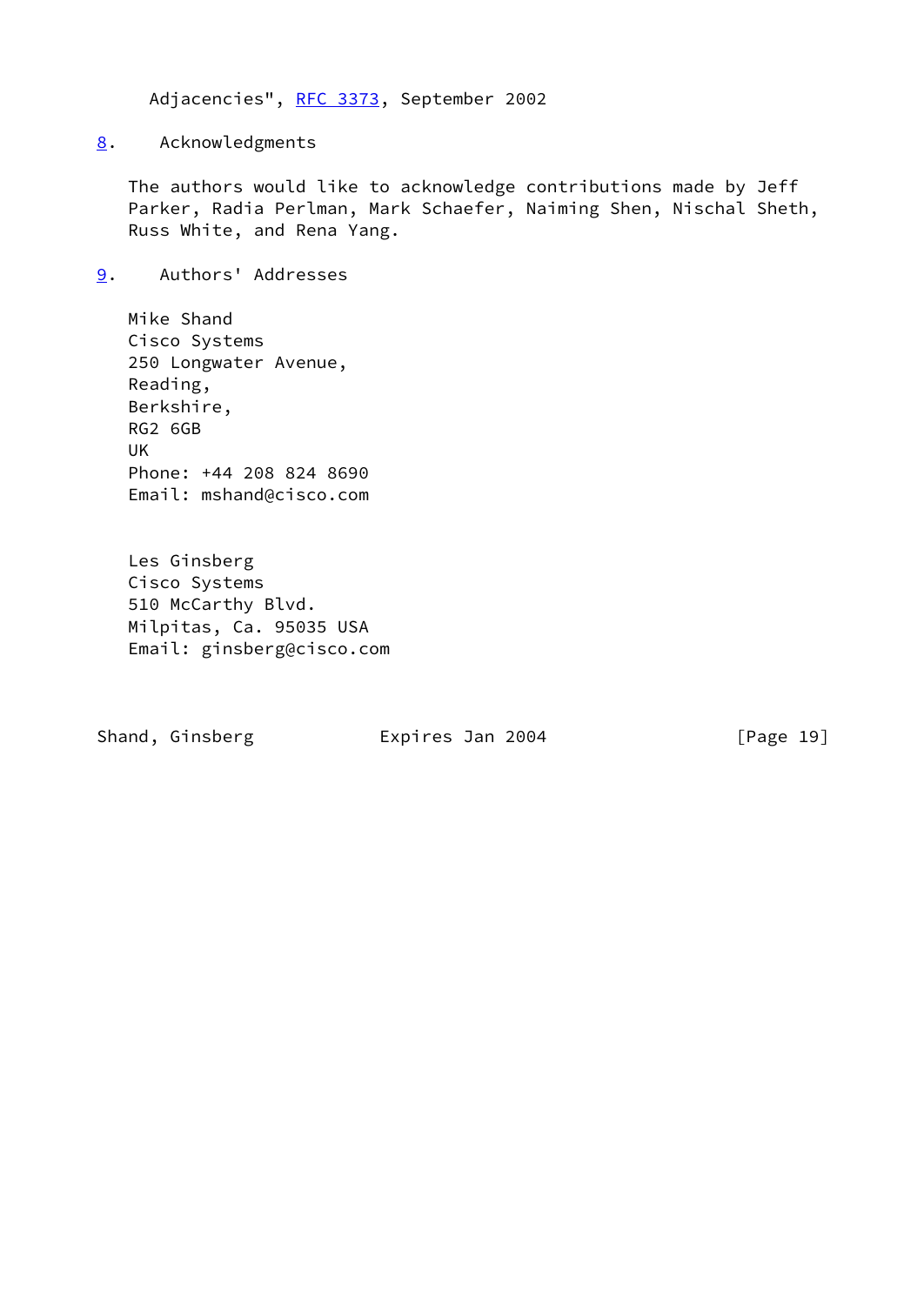Adjacencies", RFC 3373, September 2002

## 8. Acknowledgments

The authors would like to acknowledge contributions made by Jeff Parker, Radia Perlman, Mark Schaefer, Naiming Shen, Nischal Sheth, Russ White, and Rena Yang.

## 9. Authors' Addresses

Mike Shand
Cisco Systems
250 Longwater Avenue,
Reading,
Berkshire,
RG2 6GB
UK
Phone: +44 208 824 8690
Email: mshand@cisco.com

Les Ginsberg
Cisco Systems
510 McCarthy Blvd.
Milpitas, Ca. 95035 USA
Email: ginsberg@cisco.com